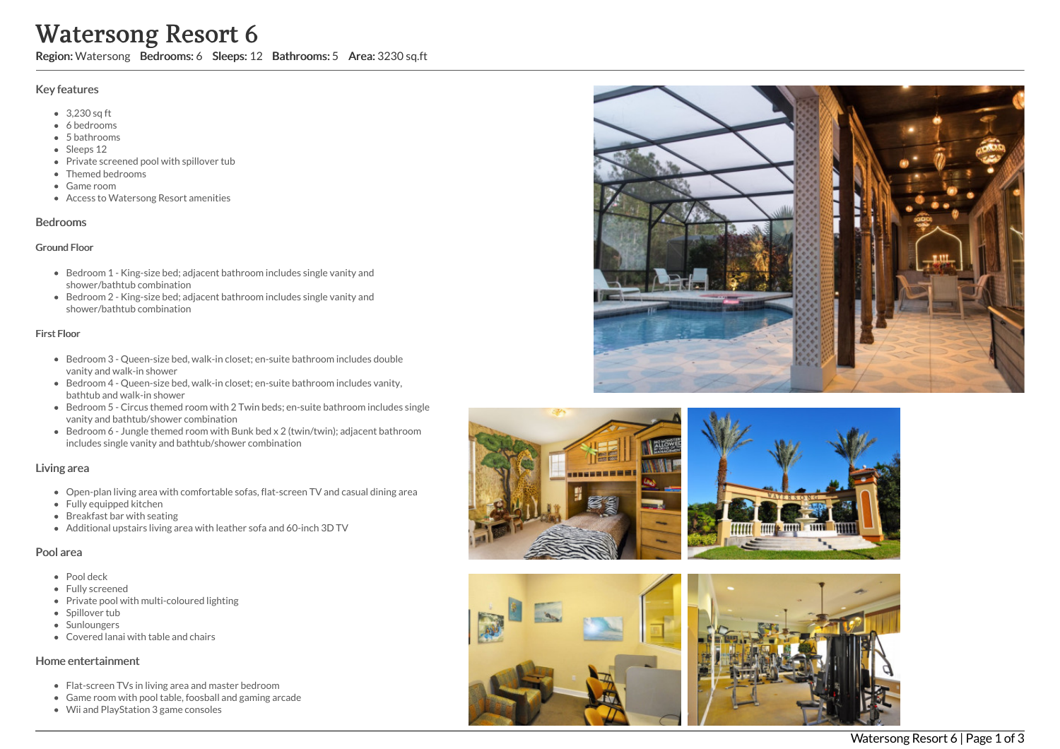# Watersong Resort 6

**Region:** Watersong **Bedrooms:** 6 **Sleeps:** 12 **Bathrooms:** 5 **Area:** 3230 sq.ft

## Key features

- 3,230 sq ft
- 6 bedrooms
- 5 bathrooms
- Sleeps 12
- Private screened pool with spillover tub
- Themed bedrooms
- Game room
- Access to Watersong Resort amenities

## Bedrooms

### Ground Floor

- Bedroom 1 - King-size bed; adjacent bathroom includes single vanity and shower/bathtub combination
- Bedroom 2 - King-size bed; adjacent bathroom includes single vanity and shower/bathtub combination

### First Floor

- Bedroom 3 - Queen-size bed, walk-in closet; en-suite bathroom includes double vanity and walk-in shower
- Bedroom 4 - Queen-size bed, walk-in closet; en-suite bathroom includes vanity, bathtub and walk-in shower
- Bedroom 5 - Circus themed room with 2 Twin beds; en-suite bathroom includes single vanity and bathtub/shower combination
- Bedroom 6 - Jungle themed room with Bunk bed x 2 (twin/twin); adjacent bathroom includes single vanity and bathtub/shower combination

## Living area

- Open-plan living area with comfortable sofas, flat-screen TV and casual dining area
- Fully equipped kitchen
- Breakfast bar with seating
- Additional upstairs living area with leather sofa and 60-inch 3D TV

## Pool area

- Pool deck
- Fully screened
- Private pool with multi-coloured lighting
- Spillover tub
- Sunloungers
- Covered lanai with table and chairs

## Home entertainment

- Flat-screen TVs in living area and master bedroom
- Game room with pool table, foosball and gaming arcade
- Wii and PlayStation 3 game consoles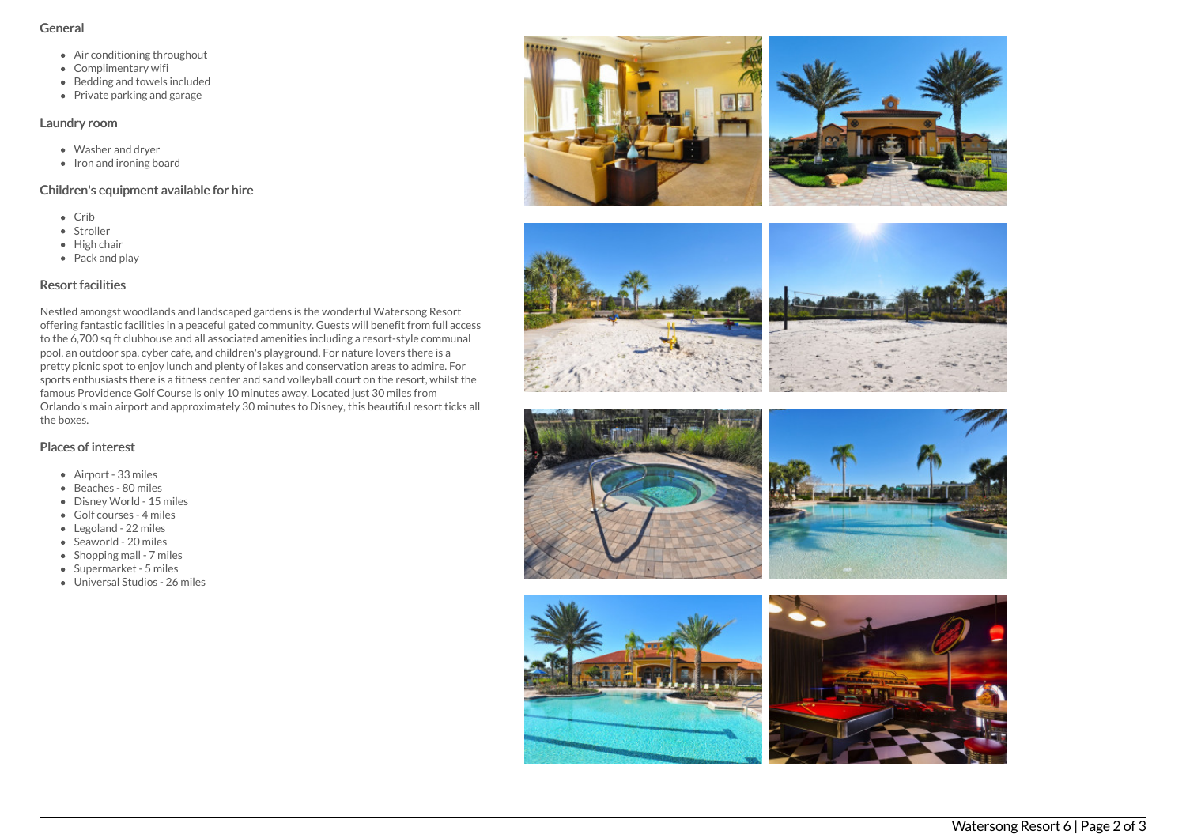## General

- Air conditioning throughout
- Complimentary wifi
- Bedding and towels included
- Private parking and garage

## Laundry room

- Washer and dryer
- Iron and ironing board

## Children's equipment available for hire

- Crib
- Stroller
- High chair
- Pack and play

## Resort facilities

Nestled amongst woodlands and landscaped gardens is the wonderful Watersong Resort offering fantastic facilities in a peaceful gated community. Guests will benefit from full access to the 6,700 sq ft clubhouse and all associated amenities including a resort-style communal pool, an outdoor spa, cyber cafe, and children's playground. For nature lovers there is a pretty picnic spot to enjoy lunch and plenty of lakes and conservation areas to admire. For sports enthusiasts there is a fitness center and sand volleyball court on the resort, whilst the famous Providence Golf Course is only 10 minutes away. Located just 30 miles from Orlando's main airport and approximately 30 minutes to Disney, this beautiful resort ticks all the boxes.

## Places of interest

- Airport - 33 miles
- Beaches - 80 miles
- Disney World - 15 miles
- Golf courses - 4 miles
- Legoland - 22 miles
- Seaworld - 20 miles
- Shopping mall - 7 miles
- Supermarket - 5 miles
- Universal Studios - 26 miles